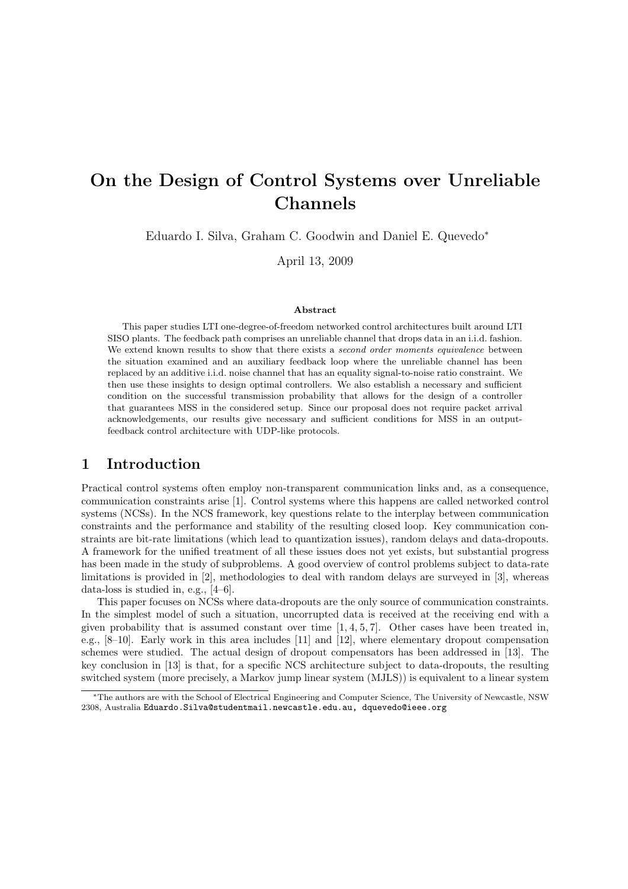# On the Design of Control Systems over Unreliable Channels

Eduardo I. Silva, Graham C. Goodwin and Daniel E. Quevedo*

April 13, 2009

**Abstract**

This paper studies LTI one-degree-of-freedom networked control architectures built around LTI SISO plants. The feedback path comprises an unreliable channel that drops data in an i.i.d. fashion. We extend known results to show that there exists a *second order moments equivalence* between the situation examined and an auxiliary feedback loop where the unreliable channel has been replaced by an additive i.i.d. noise channel that has an equality signal-to-noise ratio constraint. We then use these insights to design optimal controllers. We also establish a necessary and sufficient condition on the successful transmission probability that allows for the design of a controller that guarantees MSS in the considered setup. Since our proposal does not require packet arrival acknowledgements, our results give necessary and sufficient conditions for MSS in an output-feedback control architecture with UDP-like protocols.

## 1 Introduction

Practical control systems often employ non-transparent communication links and, as a consequence, communication constraints arise [1]. Control systems where this happens are called networked control systems (NCSs). In the NCS framework, key questions relate to the interplay between communication constraints and the performance and stability of the resulting closed loop. Key communication constraints are bit-rate limitations (which lead to quantization issues), random delays and data-dropouts. A framework for the unified treatment of all these issues does not yet exists, but substantial progress has been made in the study of subproblems. A good overview of control problems subject to data-rate limitations is provided in [2], methodologies to deal with random delays are surveyed in [3], whereas data-loss is studied in, e.g., [4–6].

This paper focuses on NCSs where data-dropouts are the only source of communication constraints. In the simplest model of such a situation, uncorrupted data is received at the receiving end with a given probability that is assumed constant over time [1, 4, 5, 7]. Other cases have been treated in, e.g., [8–10]. Early work in this area includes [11] and [12], where elementary dropout compensation schemes were studied. The actual design of dropout compensators has been addressed in [13]. The key conclusion in [13] is that, for a specific NCS architecture subject to data-dropouts, the resulting switched system (more precisely, a Markov jump linear system (MJLS)) is equivalent to a linear system

---

*The authors are with the School of Electrical Engineering and Computer Science, The University of Newcastle, NSW 2308, Australia Eduardo.Silva@studentmail.newcastle.edu.au, dquevedo@ieee.org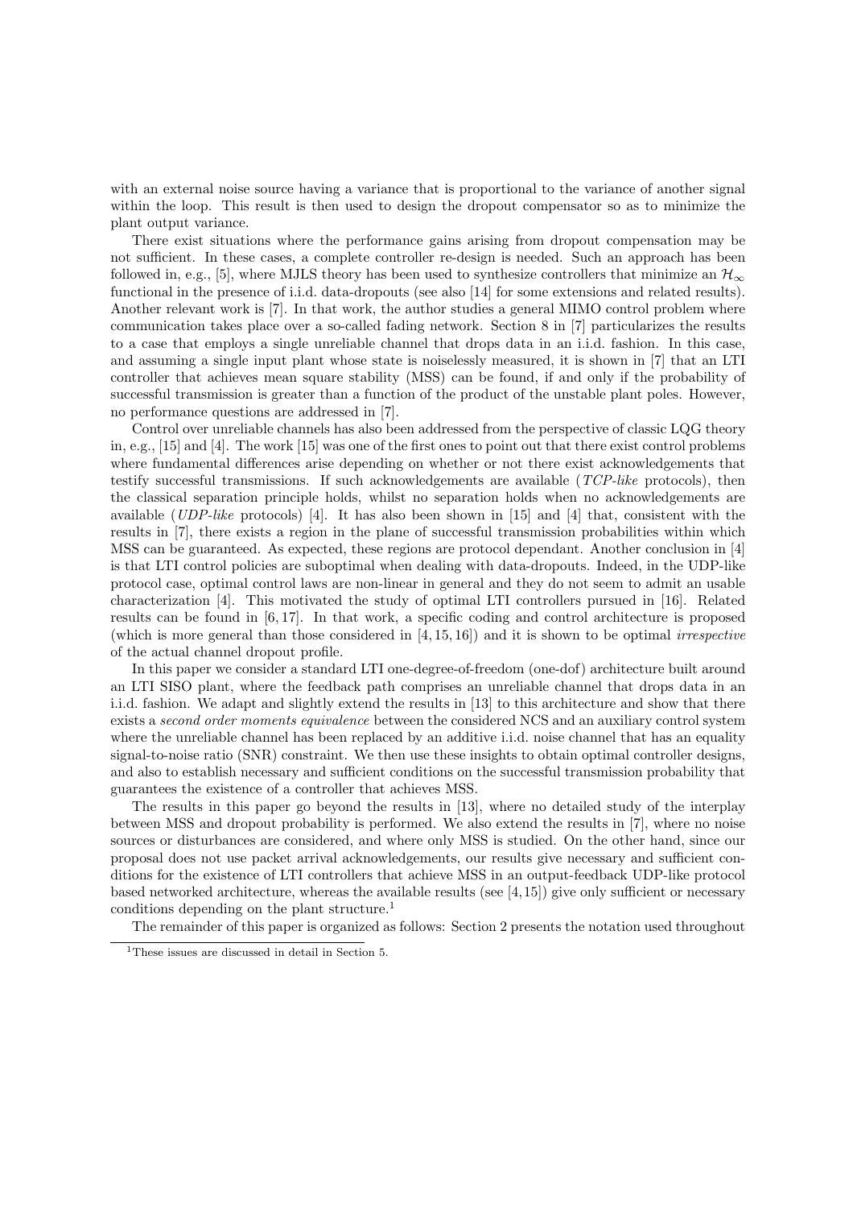with an external noise source having a variance that is proportional to the variance of another signal within the loop. This result is then used to design the dropout compensator so as to minimize the plant output variance.

There exist situations where the performance gains arising from dropout compensation may be not sufficient. In these cases, a complete controller re-design is needed. Such an approach has been followed in, e.g., [5], where MJLS theory has been used to synthesize controllers that minimize an $\mathcal{H}_\infty$ functional in the presence of i.i.d. data-dropouts (see also [14] for some extensions and related results). Another relevant work is [7]. In that work, the author studies a general MIMO control problem where communication takes place over a so-called fading network. Section 8 in [7] particularizes the results to a case that employs a single unreliable channel that drops data in an i.i.d. fashion. In this case, and assuming a single input plant whose state is noiselessly measured, it is shown in [7] that an LTI controller that achieves mean square stability (MSS) can be found, if and only if the probability of successful transmission is greater than a function of the product of the unstable plant poles. However, no performance questions are addressed in [7].

Control over unreliable channels has also been addressed from the perspective of classic LQG theory in, e.g., [15] and [4]. The work [15] was one of the first ones to point out that there exist control problems where fundamental differences arise depending on whether or not there exist acknowledgements that testify successful transmissions. If such acknowledgements are available (*TCP-like* protocols), then the classical separation principle holds, whilst no separation holds when no acknowledgements are available (*UDP-like* protocols) [4]. It has also been shown in [15] and [4] that, consistent with the results in [7], there exists a region in the plane of successful transmission probabilities within which MSS can be guaranteed. As expected, these regions are protocol dependant. Another conclusion in [4] is that LTI control policies are suboptimal when dealing with data-dropouts. Indeed, in the UDP-like protocol case, optimal control laws are non-linear in general and they do not seem to admit an usable characterization [4]. This motivated the study of optimal LTI controllers pursued in [16]. Related results can be found in [6, 17]. In that work, a specific coding and control architecture is proposed (which is more general than those considered in [4, 15, 16]) and it is shown to be optimal *irrespective* of the actual channel dropout profile.

In this paper we consider a standard LTI one-degree-of-freedom (one-dof) architecture built around an LTI SISO plant, where the feedback path comprises an unreliable channel that drops data in an i.i.d. fashion. We adapt and slightly extend the results in [13] to this architecture and show that there exists a *second order moments equivalence* between the considered NCS and an auxiliary control system where the unreliable channel has been replaced by an additive i.i.d. noise channel that has an equality signal-to-noise ratio (SNR) constraint. We then use these insights to obtain optimal controller designs, and also to establish necessary and sufficient conditions on the successful transmission probability that guarantees the existence of a controller that achieves MSS.

The results in this paper go beyond the results in [13], where no detailed study of the interplay between MSS and dropout probability is performed. We also extend the results in [7], where no noise sources or disturbances are considered, and where only MSS is studied. On the other hand, since our proposal does not use packet arrival acknowledgements, our results give necessary and sufficient conditions for the existence of LTI controllers that achieve MSS in an output-feedback UDP-like protocol based networked architecture, whereas the available results (see [4, 15]) give only sufficient or necessary conditions depending on the plant structure.[1]

The remainder of this paper is organized as follows: Section 2 presents the notation used throughout

[1] These issues are discussed in detail in Section 5.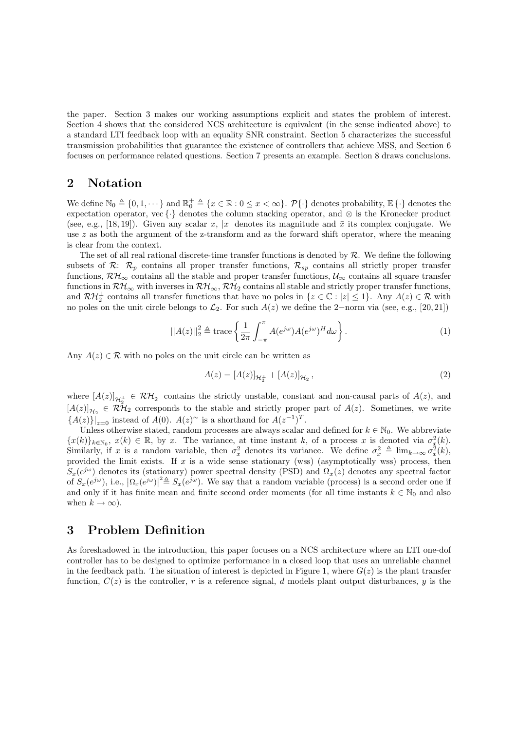the paper. Section 3 makes our working assumptions explicit and states the problem of interest. Section 4 shows that the considered NCS architecture is equivalent (in the sense indicated above) to a standard LTI feedback loop with an equality SNR constraint. Section 5 characterizes the successful transmission probabilities that guarantee the existence of controllers that achieve MSS, and Section 6 focuses on performance related questions. Section 7 presents an example. Section 8 draws conclusions.

## 2 Notation

We define $\mathbb{N}_0 \triangleq \{0, 1, \cdots\}$ and $\mathbb{R}_0^+ \triangleq \{x \in \mathbb{R} : 0 \leq x < \infty\}$. $\mathcal{P}\{\cdot\}$ denotes probability, $\mathbb{E}\{\cdot\}$ denotes the expectation operator, vec $\{\cdot\}$ denotes the column stacking operator, and $\otimes$ is the Kronecker product (see, e.g., [18, 19]). Given any scalar $x$, $|x|$ denotes its magnitude and $\bar{x}$ its complex conjugate. We use $z$ as both the argument of the z-transform and as the forward shift operator, where the meaning is clear from the context.

The set of all real rational discrete-time transfer functions is denoted by $\mathcal{R}$. We define the following subsets of $\mathcal{R}$: $\mathcal{R}_p$ contains all proper transfer functions, $\mathcal{R}_{sp}$ contains all strictly proper transfer functions, $\mathcal{RH}_\infty$ contains all the stable and proper transfer functions, $\mathcal{U}_\infty$ contains all square transfer functions in $\mathcal{RH}_\infty$ with inverses in $\mathcal{RH}_\infty$, $\mathcal{RH}_2$ contains all stable and strictly proper transfer functions, and $\mathcal{RH}_2^\perp$ contains all transfer functions that have no poles in $\{z \in \mathbb{C} : |z| \leq 1\}$. Any $A(z) \in \mathcal{R}$ with no poles on the unit circle belongs to $\mathcal{L}_2$. For such $A(z)$ we define the 2−norm via (see, e.g., [20, 21])

$$||A(z)||_2^2 \triangleq \text{trace}\left\{\frac{1}{2\pi}\int_{-\pi}^{\pi} A(e^{j\omega})A(e^{j\omega})^H d\omega\right\}. \tag{1}$$

Any $A(z) \in \mathcal{R}$ with no poles on the unit circle can be written as

$$A(z) = [A(z)]_{\mathcal{H}_2^\perp} + [A(z)]_{\mathcal{H}_2}, \tag{2}$$

where $[A(z)]_{\mathcal{H}_2^\perp} \in \mathcal{RH}_2^\perp$ contains the strictly unstable, constant and non-causal parts of $A(z)$, and $[A(z)]_{\mathcal{H}_2} \in \mathcal{RH}_2$ corresponds to the stable and strictly proper part of $A(z)$. Sometimes, we write $\{A(z)\}|_{z=0}$ instead of $A(0)$. $A(z)^\sim$ is a shorthand for $A(z^{-1})^T$.

Unless otherwise stated, random processes are always scalar and defined for $k \in \mathbb{N}_0$. We abbreviate $\{x(k)\}_{k\in\mathbb{N}_0}$, $x(k) \in \mathbb{R}$, by $x$. The variance, at time instant $k$, of a process $x$ is denoted via $\sigma_x^2(k)$. Similarly, if $x$ is a random variable, then $\sigma_x^2$ denotes its variance. We define $\sigma_x^2 \triangleq \lim_{k\to\infty} \sigma_x^2(k)$, provided the limit exists. If $x$ is a wide sense stationary (wss) (asymptotically wss) process, then $S_x(e^{j\omega})$ denotes its (stationary) power spectral density (PSD) and $\Omega_x(z)$ denotes any spectral factor of $S_x(e^{j\omega})$, i.e., $|\Omega_x(e^{j\omega})|^2 \triangleq S_x(e^{j\omega})$. We say that a random variable (process) is a second order one if and only if it has finite mean and finite second order moments (for all time instants $k \in \mathbb{N}_0$ and also when $k \to \infty$).

## 3 Problem Definition

As foreshadowed in the introduction, this paper focuses on a NCS architecture where an LTI one-dof controller has to be designed to optimize performance in a closed loop that uses an unreliable channel in the feedback path. The situation of interest is depicted in Figure 1, where $G(z)$ is the plant transfer function, $C(z)$ is the controller, $r$ is a reference signal, $d$ models plant output disturbances, $y$ is the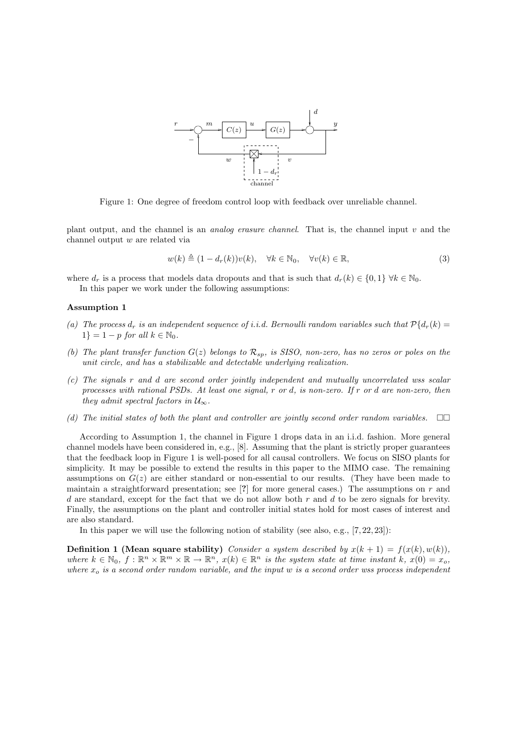Figure 1: One degree of freedom control loop with feedback over unreliable channel.

plant output, and the channel is an *analog erasure channel*. That is, the channel input $v$ and the channel output $w$ are related via

$$w(k) \triangleq (1 - d_r(k))v(k), \quad \forall k \in \mathbb{N}_0, \quad \forall v(k) \in \mathbb{R}, \tag{3}$$

where $d_r$ is a process that models data dropouts and that is such that $d_r(k) \in \{0, 1\}$ $\forall k \in \mathbb{N}_0$.

In this paper we work under the following assumptions:

**Assumption 1**

*(a) The process $d_r$ is an independent sequence of i.i.d. Bernoulli random variables such that $\mathcal{P}\{d_r(k) = 1\} = 1 - p$ for all $k \in \mathbb{N}_0$.*

*(b) The plant transfer function $G(z)$ belongs to $\mathcal{R}_{sp}$, is SISO, non-zero, has no zeros or poles on the unit circle, and has a stabilizable and detectable underlying realization.*

*(c) The signals $r$ and $d$ are second order jointly independent and mutually uncorrelated wss scalar processes with rational PSDs. At least one signal, $r$ or $d$, is non-zero. If $r$ or $d$ are non-zero, then they admit spectral factors in $\mathcal{U}_\infty$.*

*(d) The initial states of both the plant and controller are jointly second order random variables.* □□

According to Assumption 1, the channel in Figure 1 drops data in an i.i.d. fashion. More general channel models have been considered in, e.g., [8]. Assuming that the plant is strictly proper guarantees that the feedback loop in Figure 1 is well-posed for all causal controllers. We focus on SISO plants for simplicity. It may be possible to extend the results in this paper to the MIMO case. The remaining assumptions on $G(z)$ are either standard or non-essential to our results. (They have been made to maintain a straightforward presentation; see [**?**] for more general cases.) The assumptions on $r$ and $d$ are standard, except for the fact that we do not allow both $r$ and $d$ to be zero signals for brevity. Finally, the assumptions on the plant and controller initial states hold for most cases of interest and are also standard.

In this paper we will use the following notion of stability (see also, e.g., [7, 22, 23]):

**Definition 1 (Mean square stability)** *Consider a system described by $x(k+1) = f(x(k), w(k))$, where $k \in \mathbb{N}_0$, $f : \mathbb{R}^n \times \mathbb{R}^m \times \mathbb{R} \to \mathbb{R}^n$, $x(k) \in \mathbb{R}^n$ is the system state at time instant $k$, $x(0) = x_o$, where $x_o$ is a second order random variable, and the input $w$ is a second order wss process independent*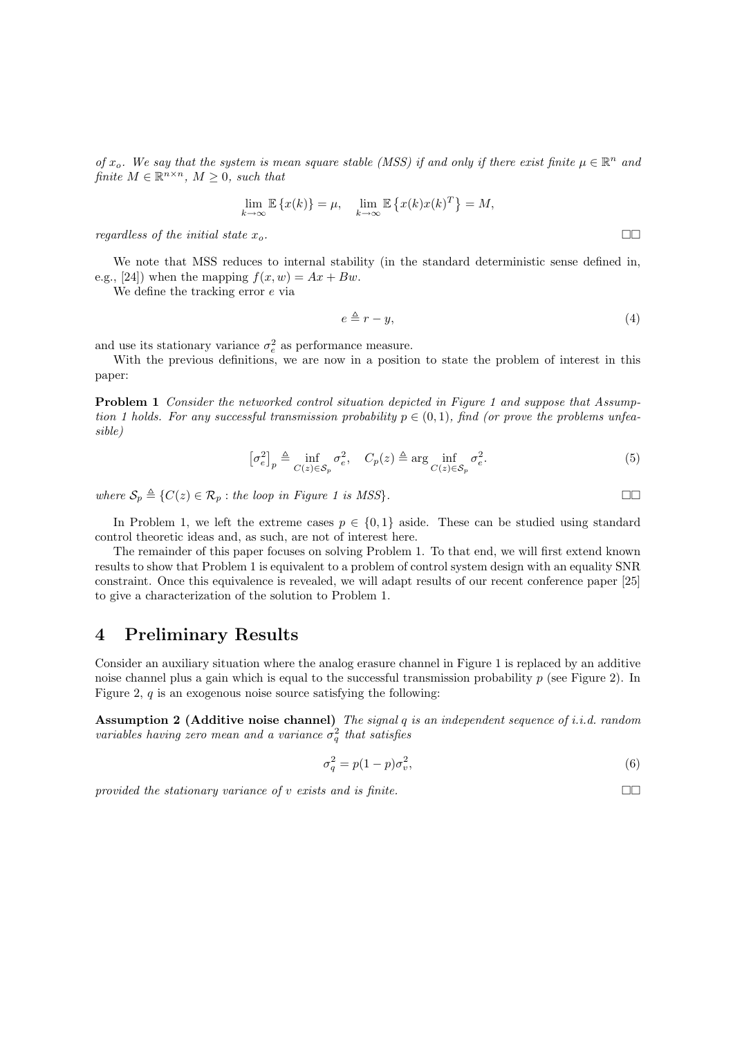*of $x_o$. We say that the system is mean square stable (MSS) if and only if there exist finite $\mu \in \mathbb{R}^n$ and finite $M \in \mathbb{R}^{n\times n}$, $M \geq 0$, such that*

$$\lim_{k\to\infty} \mathbb{E}\left\{x(k)\right\} = \mu, \quad \lim_{k\to\infty} \mathbb{E}\left\{x(k)x(k)^T\right\} = M,$$

*regardless of the initial state $x_o$.* □□

We note that MSS reduces to internal stability (in the standard deterministic sense defined in, e.g., [24]) when the mapping $f(x, w) = Ax + Bw$.

We define the tracking error $e$ via

$$e \triangleq r - y, \tag{4}$$

and use its stationary variance $\sigma_e^2$ as performance measure.

With the previous definitions, we are now in a position to state the problem of interest in this paper:

**Problem 1** *Consider the networked control situation depicted in Figure 1 and suppose that Assumption 1 holds. For any successful transmission probability $p \in (0, 1)$, find (or prove the problems unfeasible)*

$$\left[\sigma_e^2\right]_p \triangleq \inf_{C(z)\in\mathcal{S}_p} \sigma_e^2, \quad C_p(z) \triangleq \arg \inf_{C(z)\in\mathcal{S}_p} \sigma_e^2. \tag{5}$$

*where $\mathcal{S}_p \triangleq \{C(z) \in \mathcal{R}_p : \text{the loop in Figure 1 is MSS}\}$.* □□

In Problem 1, we left the extreme cases $p \in \{0, 1\}$ aside. These can be studied using standard control theoretic ideas and, as such, are not of interest here.

The remainder of this paper focuses on solving Problem 1. To that end, we will first extend known results to show that Problem 1 is equivalent to a problem of control system design with an equality SNR constraint. Once this equivalence is revealed, we will adapt results of our recent conference paper [25] to give a characterization of the solution to Problem 1.

## 4 Preliminary Results

Consider an auxiliary situation where the analog erasure channel in Figure 1 is replaced by an additive noise channel plus a gain which is equal to the successful transmission probability $p$ (see Figure 2). In Figure 2, $q$ is an exogenous noise source satisfying the following:

**Assumption 2 (Additive noise channel)** *The signal $q$ is an independent sequence of i.i.d. random variables having zero mean and a variance $\sigma_q^2$ that satisfies*

$$\sigma_q^2 = p(1-p)\sigma_v^2, \tag{6}$$

*provided the stationary variance of $v$ exists and is finite.* □□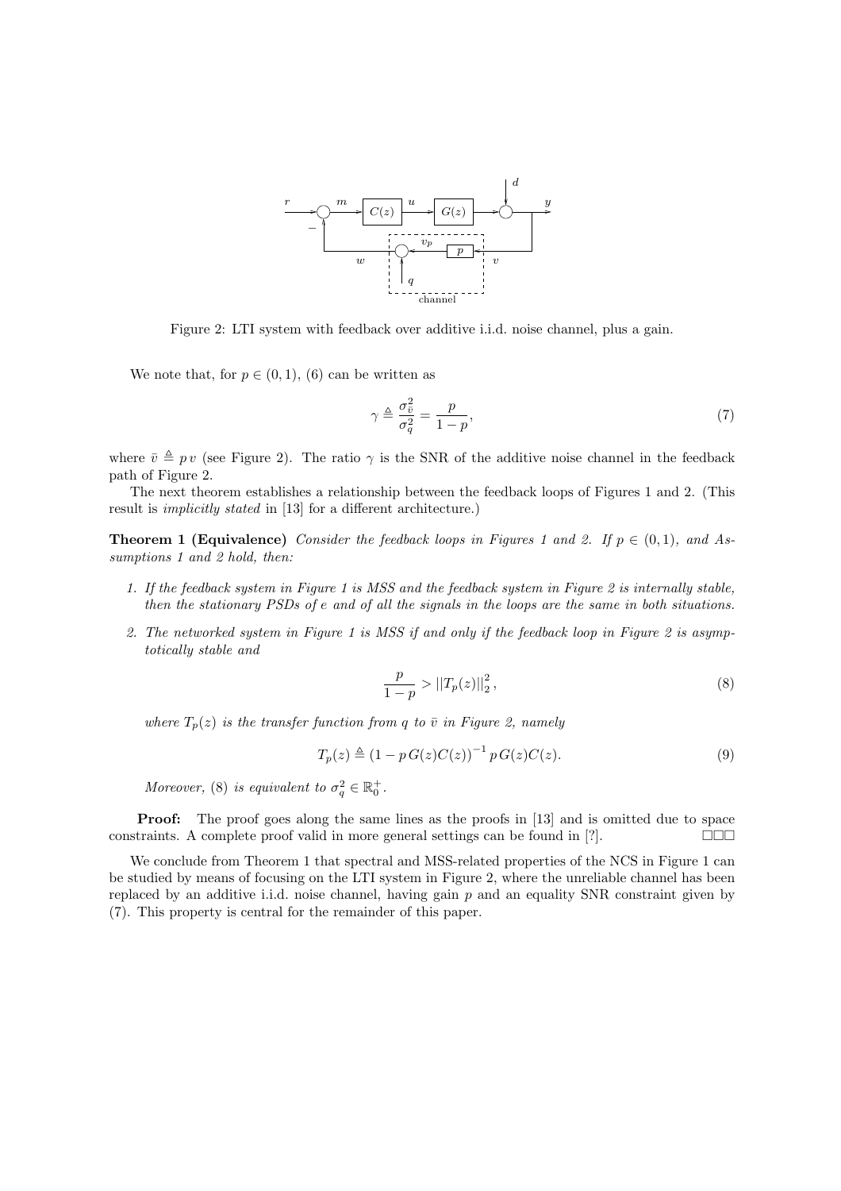Figure 2: LTI system with feedback over additive i.i.d. noise channel, plus a gain.

We note that, for $p \in (0,1)$, (6) can be written as

$$\gamma \triangleq \frac{\sigma_{\bar{v}}^2}{\sigma_q^2} = \frac{p}{1-p}, \tag{7}$$

where $\bar{v} \triangleq p\,v$ (see Figure 2). The ratio $\gamma$ is the SNR of the additive noise channel in the feedback path of Figure 2.

The next theorem establishes a relationship between the feedback loops of Figures 1 and 2. (This result is *implicitly stated* in [13] for a different architecture.)

**Theorem 1 (Equivalence)** *Consider the feedback loops in Figures 1 and 2. If $p \in (0,1)$, and Assumptions 1 and 2 hold, then:*

1. *If the feedback system in Figure 1 is MSS and the feedback system in Figure 2 is internally stable, then the stationary PSDs of $e$ and of all the signals in the loops are the same in both situations.*
2. *The networked system in Figure 1 is MSS if and only if the feedback loop in Figure 2 is asymptotically stable and*

$$\frac{p}{1-p} > \|T_p(z)\|_2^2, \tag{8}$$

*where $T_p(z)$ is the transfer function from $q$ to $\bar{v}$ in Figure 2, namely*

$$T_p(z) \triangleq \left(1 - p\,G(z)C(z)\right)^{-1} p\,G(z)C(z). \tag{9}$$

*Moreover, (8) is equivalent to $\sigma_q^2 \in \mathbb{R}_0^+$.*

**Proof:** The proof goes along the same lines as the proofs in [13] and is omitted due to space constraints. A complete proof valid in more general settings can be found in [?]. □□□

We conclude from Theorem 1 that spectral and MSS-related properties of the NCS in Figure 1 can be studied by means of focusing on the LTI system in Figure 2, where the unreliable channel has been replaced by an additive i.i.d. noise channel, having gain $p$ and an equality SNR constraint given by (7). This property is central for the remainder of this paper.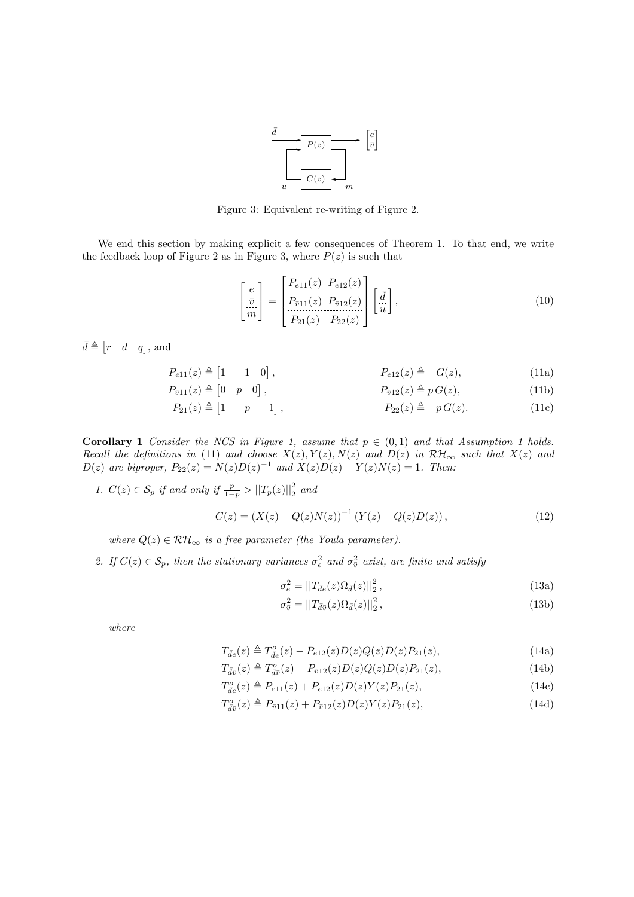Figure 3: Equivalent re-writing of Figure 2.

We end this section by making explicit a few consequences of Theorem 1. To that end, we write the feedback loop of Figure 2 as in Figure 3, where $P(z)$ is such that

$$
\begin{bmatrix} e \\ \bar{v} \\ \hdashline m \end{bmatrix} = \begin{bmatrix} P_{e11}(z) & P_{e12}(z) \\ P_{\bar{v}11}(z) & P_{\bar{v}12}(z) \\ \hdashline P_{21}(z) & P_{22}(z) \end{bmatrix} \begin{bmatrix} \bar{d} \\ \hdashline u \end{bmatrix}, \tag{10}
$$

$\bar{d} \triangleq \begin{bmatrix} r & d & q \end{bmatrix}$, and

$$
P_{e11}(z) \triangleq \begin{bmatrix} 1 & -1 & 0 \end{bmatrix}, \qquad P_{e12}(z) \triangleq -G(z), \tag{11a}
$$

$$
P_{\bar{v}11}(z) \triangleq \begin{bmatrix} 0 & p & 0 \end{bmatrix}, \qquad P_{\bar{v}12}(z) \triangleq p\,G(z), \tag{11b}
$$

$$
P_{21}(z) \triangleq \begin{bmatrix} 1 & -p & -1 \end{bmatrix}, \qquad P_{22}(z) \triangleq -p\,G(z). \tag{11c}
$$

**Corollary 1** *Consider the NCS in Figure 1, assume that $p \in (0,1)$ and that Assumption 1 holds. Recall the definitions in (11) and choose $X(z), Y(z), N(z)$ and $D(z)$ in $\mathcal{RH}_\infty$ such that $X(z)$ and $D(z)$ are biproper, $P_{22}(z) = N(z)D(z)^{-1}$ and $X(z)D(z) - Y(z)N(z) = 1$. Then:*

1. *$C(z) \in \mathcal{S}_p$ if and only if $\frac{p}{1-p} > ||T_p(z)||_2^2$ and*

$$
C(z) = \left(X(z) - Q(z)N(z)\right)^{-1}\left(Y(z) - Q(z)D(z)\right), \tag{12}
$$

   *where $Q(z) \in \mathcal{RH}_\infty$ is a free parameter (the Youla parameter).*

2. *If $C(z) \in \mathcal{S}_p$, then the stationary variances $\sigma_e^2$ and $\sigma_{\bar{v}}^2$ exist, are finite and satisfy*

$$
\sigma_e^2 = ||T_{\bar{d}e}(z)\Omega_{\bar{d}}(z)||_2^2, \tag{13a}
$$

$$
\sigma_{\bar{v}}^2 = ||T_{\bar{d}\bar{v}}(z)\Omega_{\bar{d}}(z)||_2^2, \tag{13b}
$$

   *where*

$$
T_{\bar{d}e}(z) \triangleq T^o_{\bar{d}e}(z) - P_{e12}(z)D(z)Q(z)D(z)P_{21}(z), \tag{14a}
$$

$$
T_{\bar{d}\bar{v}}(z) \triangleq T^o_{\bar{d}\bar{v}}(z) - P_{\bar{v}12}(z)D(z)Q(z)D(z)P_{21}(z), \tag{14b}
$$

$$
T^o_{\bar{d}e}(z) \triangleq P_{e11}(z) + P_{e12}(z)D(z)Y(z)P_{21}(z), \tag{14c}
$$

$$
T^o_{\bar{d}\bar{v}}(z) \triangleq P_{\bar{v}11}(z) + P_{\bar{v}12}(z)D(z)Y(z)P_{21}(z), \tag{14d}
$$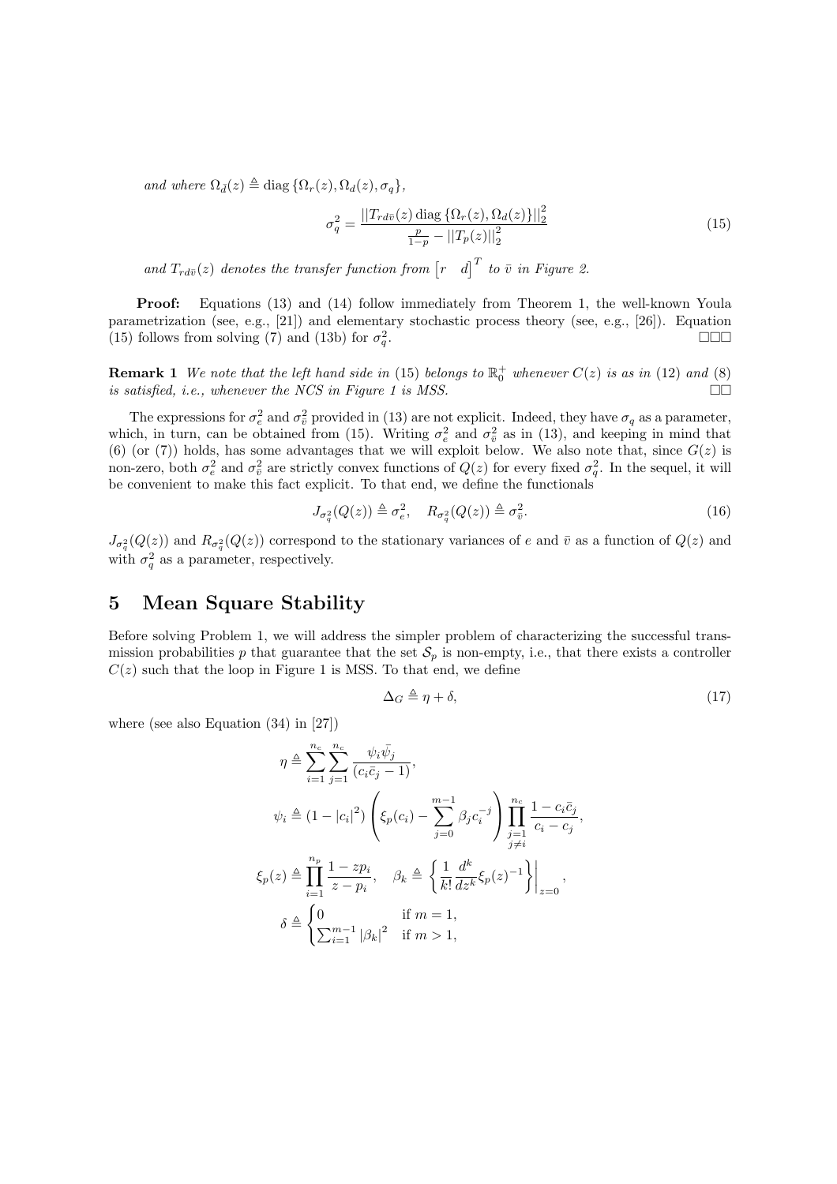*and where* $\Omega_{\bar{d}}(z) \triangleq \operatorname{diag}\{\Omega_r(z), \Omega_d(z), \sigma_q\}$,

$$\sigma_q^2 = \frac{||T_{rd\bar{v}}(z) \operatorname{diag}\{\Omega_r(z), \Omega_d(z)\}||_2^2}{\frac{p}{1-p} - ||T_p(z)||_2^2} \tag{15}$$

*and* $T_{rd\bar{v}}(z)$ *denotes the transfer function from* $\begin{bmatrix} r & d \end{bmatrix}^T$ *to* $\bar{v}$ *in Figure 2.*

**Proof:** Equations (13) and (14) follow immediately from Theorem 1, the well-known Youla parametrization (see, e.g., [21]) and elementary stochastic process theory (see, e.g., [26]). Equation (15) follows from solving (7) and (13b) for $\sigma_q^2$. □□□

**Remark 1** *We note that the left hand side in (15) belongs to* $\mathbb{R}_0^+$ *whenever* $C(z)$ *is as in (12) and (8) is satisfied, i.e., whenever the NCS in Figure 1 is MSS.* □□

The expressions for $\sigma_e^2$ and $\sigma_{\bar{v}}^2$ provided in (13) are not explicit. Indeed, they have $\sigma_q$ as a parameter, which, in turn, can be obtained from (15). Writing $\sigma_e^2$ and $\sigma_{\bar{v}}^2$ as in (13), and keeping in mind that (6) (or (7)) holds, has some advantages that we will exploit below. We also note that, since $G(z)$ is non-zero, both $\sigma_e^2$ and $\sigma_{\bar{v}}^2$ are strictly convex functions of $Q(z)$ for every fixed $\sigma_q^2$. In the sequel, it will be convenient to make this fact explicit. To that end, we define the functionals

$$J_{\sigma_q^2}(Q(z)) \triangleq \sigma_e^2, \quad R_{\sigma_q^2}(Q(z)) \triangleq \sigma_{\bar{v}}^2. \tag{16}$$

$J_{\sigma_q^2}(Q(z))$ and $R_{\sigma_q^2}(Q(z))$ correspond to the stationary variances of $e$ and $\bar{v}$ as a function of $Q(z)$ and with $\sigma_q^2$ as a parameter, respectively.

## 5 Mean Square Stability

Before solving Problem 1, we will address the simpler problem of characterizing the successful transmission probabilities $p$ that guarantee that the set $\mathcal{S}_p$ is non-empty, i.e., that there exists a controller $C(z)$ such that the loop in Figure 1 is MSS. To that end, we define

$$\Delta_G \triangleq \eta + \delta, \tag{17}$$

where (see also Equation (34) in [27])

$$\eta \triangleq \sum_{i=1}^{n_c} \sum_{j=1}^{n_c} \frac{\psi_i \bar{\psi}_j}{(c_i \bar{c}_j - 1)},$$

$$\psi_i \triangleq (1 - |c_i|^2) \left( \xi_p(c_i) - \sum_{j=0}^{m-1} \beta_j c_i^{-j} \right) \prod_{\substack{j=1 \\ j \neq i}}^{n_c} \frac{1 - c_i \bar{c}_j}{c_i - c_j},$$

$$\xi_p(z) \triangleq \prod_{i=1}^{n_p} \frac{1 - z p_i}{z - p_i}, \quad \beta_k \triangleq \left. \left\{ \frac{1}{k!} \frac{d^k}{dz^k} \xi_p(z)^{-1} \right\} \right|_{z=0},$$

$$\delta \triangleq \begin{cases} 0 & \text{if } m = 1, \\ \sum_{i=1}^{m-1} |\beta_k|^2 & \text{if } m > 1, \end{cases}$$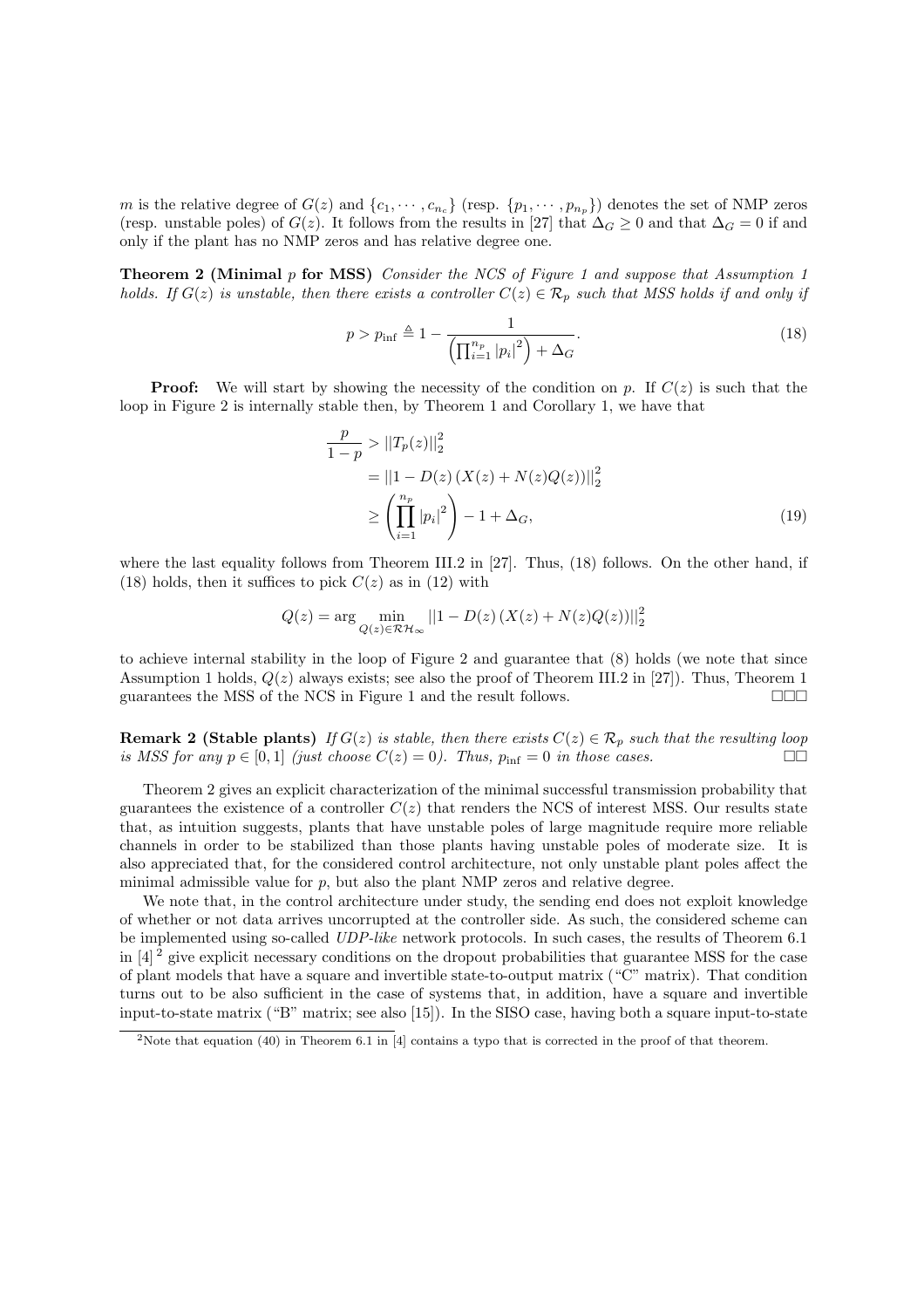$m$ is the relative degree of $G(z)$ and $\{c_1, \cdots, c_{n_c}\}$ (resp. $\{p_1, \cdots, p_{n_p}\}$) denotes the set of NMP zeros (resp. unstable poles) of $G(z)$. It follows from the results in [27] that $\Delta_G \geq 0$ and that $\Delta_G = 0$ if and only if the plant has no NMP zeros and has relative degree one.

**Theorem 2 (Minimal $p$ for MSS)** *Consider the NCS of Figure 1 and suppose that Assumption 1 holds. If $G(z)$ is unstable, then there exists a controller $C(z) \in \mathcal{R}_p$ such that MSS holds if and only if*

$$p > p_{\inf} \triangleq 1 - \frac{1}{\left(\prod_{i=1}^{n_p} |p_i|^2\right) + \Delta_G}. \tag{18}$$

**Proof:** We will start by showing the necessity of the condition on $p$. If $C(z)$ is such that the loop in Figure 2 is internally stable then, by Theorem 1 and Corollary 1, we have that

$$\begin{aligned}
\frac{p}{1-p} &> ||T_p(z)||_2^2 \\
&= ||1 - D(z)\left(X(z) + N(z)Q(z)\right)||_2^2 \\
&\geq \left(\prod_{i=1}^{n_p} |p_i|^2\right) - 1 + \Delta_G,
\end{aligned} \tag{19}$$

where the last equality follows from Theorem III.2 in [27]. Thus, (18) follows. On the other hand, if (18) holds, then it suffices to pick $C(z)$ as in (12) with

$$Q(z) = \arg \min_{Q(z) \in \mathcal{RH}_\infty} ||1 - D(z)\left(X(z) + N(z)Q(z)\right)||_2^2$$

to achieve internal stability in the loop of Figure 2 and guarantee that (8) holds (we note that since Assumption 1 holds, $Q(z)$ always exists; see also the proof of Theorem III.2 in [27]). Thus, Theorem 1 guarantees the MSS of the NCS in Figure 1 and the result follows. □□□

**Remark 2 (Stable plants)** *If $G(z)$ is stable, then there exists $C(z) \in \mathcal{R}_p$ such that the resulting loop is MSS for any $p \in [0, 1]$ (just choose $C(z) = 0$). Thus, $p_{\inf} = 0$ in those cases.* □□

Theorem 2 gives an explicit characterization of the minimal successful transmission probability that guarantees the existence of a controller $C(z)$ that renders the NCS of interest MSS. Our results state that, as intuition suggests, plants that have unstable poles of large magnitude require more reliable channels in order to be stabilized than those plants having unstable poles of moderate size. It is also appreciated that, for the considered control architecture, not only unstable plant poles affect the minimal admissible value for $p$, but also the plant NMP zeros and relative degree.

We note that, in the control architecture under study, the sending end does not exploit knowledge of whether or not data arrives uncorrupted at the controller side. As such, the considered scheme can be implemented using so-called *UDP-like* network protocols. In such cases, the results of Theorem 6.1 in [4] [2] give explicit necessary conditions on the dropout probabilities that guarantee MSS for the case of plant models that have a square and invertible state-to-output matrix ("C" matrix). That condition turns out to be also sufficient in the case of systems that, in addition, have a square and invertible input-to-state matrix ("B" matrix; see also [15]). In the SISO case, having both a square input-to-state

[2] Note that equation (40) in Theorem 6.1 in [4] contains a typo that is corrected in the proof of that theorem.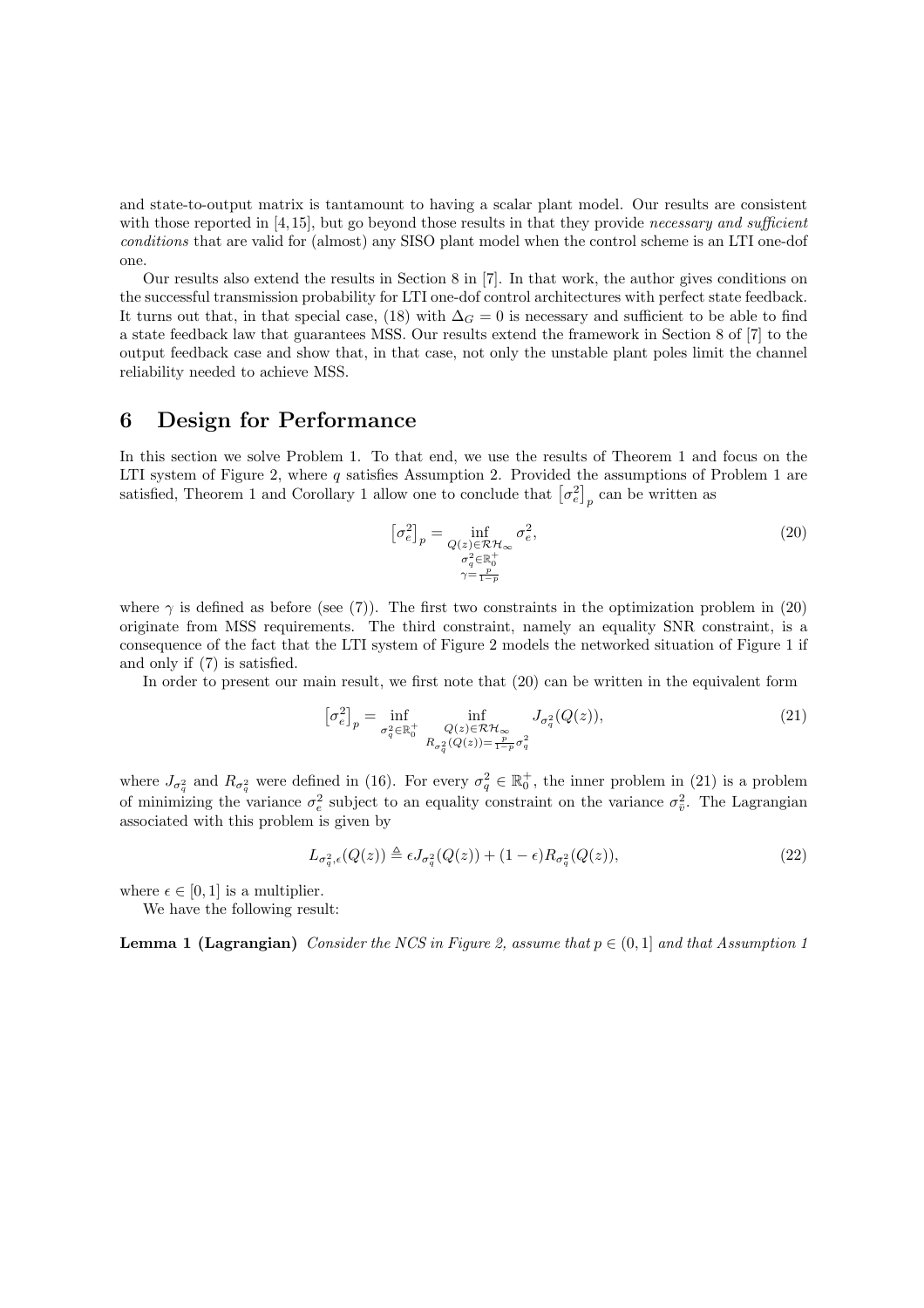and state-to-output matrix is tantamount to having a scalar plant model. Our results are consistent with those reported in [4,15], but go beyond those results in that they provide *necessary and sufficient conditions* that are valid for (almost) any SISO plant model when the control scheme is an LTI one-dof one.

Our results also extend the results in Section 8 in [7]. In that work, the author gives conditions on the successful transmission probability for LTI one-dof control architectures with perfect state feedback. It turns out that, in that special case, (18) with $\Delta_G = 0$ is necessary and sufficient to be able to find a state feedback law that guarantees MSS. Our results extend the framework in Section 8 of [7] to the output feedback case and show that, in that case, not only the unstable plant poles limit the channel reliability needed to achieve MSS.

# 6 Design for Performance

In this section we solve Problem 1. To that end, we use the results of Theorem 1 and focus on the LTI system of Figure 2, where $q$ satisfies Assumption 2. Provided the assumptions of Problem 1 are satisfied, Theorem 1 and Corollary 1 allow one to conclude that $\left[\sigma_e^2\right]_p$ can be written as

$$\left[\sigma_e^2\right]_p = \inf_{\substack{Q(z)\in\mathcal{RH}_\infty \\ \sigma_q^2\in\mathbb{R}_0^+ \\ \gamma=\frac{p}{1-p}}} \sigma_e^2, \tag{20}$$

where $\gamma$ is defined as before (see (7)). The first two constraints in the optimization problem in (20) originate from MSS requirements. The third constraint, namely an equality SNR constraint, is a consequence of the fact that the LTI system of Figure 2 models the networked situation of Figure 1 if and only if (7) is satisfied.

In order to present our main result, we first note that (20) can be written in the equivalent form

$$\left[\sigma_e^2\right]_p = \inf_{\sigma_q^2\in\mathbb{R}_0^+} \inf_{\substack{Q(z)\in\mathcal{RH}_\infty \\ R_{\sigma_q^2}(Q(z))=\frac{p}{1-p}\sigma_q^2}} J_{\sigma_q^2}(Q(z)), \tag{21}$$

where $J_{\sigma_q^2}$ and $R_{\sigma_q^2}$ were defined in (16). For every $\sigma_q^2 \in \mathbb{R}_0^+$, the inner problem in (21) is a problem of minimizing the variance $\sigma_e^2$ subject to an equality constraint on the variance $\sigma_v^2$. The Lagrangian associated with this problem is given by

$$L_{\sigma_q^2,\epsilon}(Q(z)) \triangleq \epsilon J_{\sigma_q^2}(Q(z)) + (1-\epsilon) R_{\sigma_q^2}(Q(z)), \tag{22}$$

where $\epsilon \in [0,1]$ is a multiplier.

We have the following result:

**Lemma 1 (Lagrangian)** *Consider the NCS in Figure 2, assume that $p \in (0,1]$ and that Assumption 1*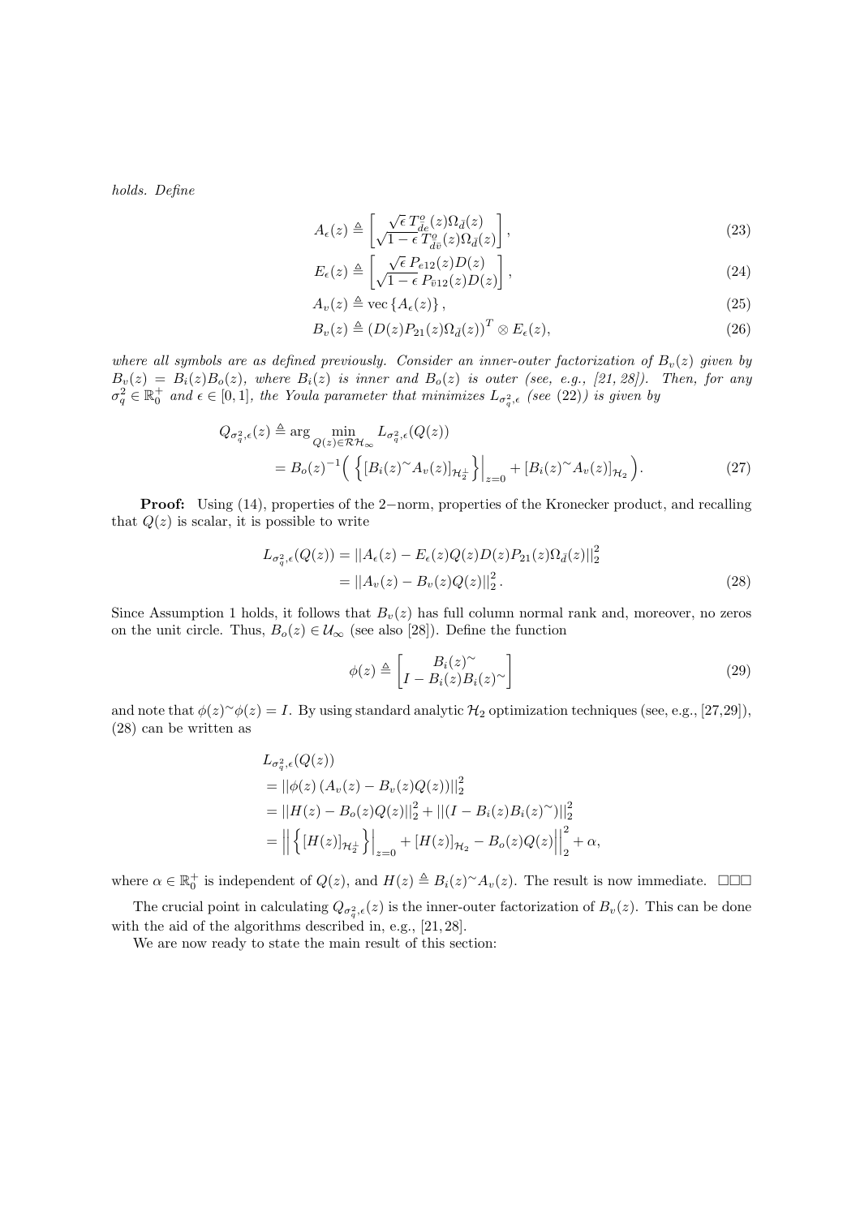*holds. Define*

$$A_\epsilon(z) \triangleq \begin{bmatrix} \sqrt{\epsilon}\, T^o_{de}(z)\Omega_{\bar{d}}(z) \\ \sqrt{1-\epsilon}\, T^o_{\bar{d}\bar{v}}(z)\Omega_{\bar{d}}(z) \end{bmatrix}, \tag{23}$$

$$E_\epsilon(z) \triangleq \begin{bmatrix} \sqrt{\epsilon}\, P_{e12}(z)D(z) \\ \sqrt{1-\epsilon}\, P_{\bar{v}12}(z)D(z) \end{bmatrix}, \tag{24}$$

$$A_v(z) \triangleq \mathrm{vec}\left\{A_\epsilon(z)\right\}, \tag{25}$$

$$B_v(z) \triangleq \left(D(z)P_{21}(z)\Omega_{\bar{d}}(z)\right)^T \otimes E_\epsilon(z), \tag{26}$$

*where all symbols are as defined previously. Consider an inner-outer factorization of $B_v(z)$ given by $B_v(z) = B_i(z)B_o(z)$, where $B_i(z)$ is inner and $B_o(z)$ is outer (see, e.g., [21, 28]). Then, for any $\sigma_q^2 \in \mathbb{R}_0^+$ and $\epsilon \in [0,1]$, the Youla parameter that minimizes $L_{\sigma_q^2,\epsilon}$ (see (22)) is given by*

$$\begin{aligned} Q_{\sigma_q^2,\epsilon}(z) &\triangleq \arg \min_{Q(z)\in\mathcal{RH}_\infty} L_{\sigma_q^2,\epsilon}(Q(z)) \\ &= B_o(z)^{-1}\Big( \left\{ [B_i(z)^\sim A_v(z)]_{\mathcal{H}_2^\perp} \right\}\Big|_{z=0} + [B_i(z)^\sim A_v(z)]_{\mathcal{H}_2} \Big). \end{aligned} \tag{27}$$

**Proof:** Using (14), properties of the 2−norm, properties of the Kronecker product, and recalling that $Q(z)$ is scalar, it is possible to write

$$\begin{aligned} L_{\sigma_q^2,\epsilon}(Q(z)) &= ||A_\epsilon(z) - E_\epsilon(z)Q(z)D(z)P_{21}(z)\Omega_{\bar{d}}(z)||_2^2 \\ &= ||A_v(z) - B_v(z)Q(z)||_2^2. \end{aligned} \tag{28}$$

Since Assumption 1 holds, it follows that $B_v(z)$ has full column normal rank and, moreover, no zeros on the unit circle. Thus, $B_o(z) \in \mathcal{U}_\infty$ (see also [28]). Define the function

$$\phi(z) \triangleq \begin{bmatrix} B_i(z)^\sim \\ I - B_i(z)B_i(z)^\sim \end{bmatrix} \tag{29}$$

and note that $\phi(z)^\sim\phi(z) = I$. By using standard analytic $\mathcal{H}_2$ optimization techniques (see, e.g., [27,29]), (28) can be written as

$$\begin{aligned} &L_{\sigma_q^2,\epsilon}(Q(z)) \\ &= ||\phi(z)\left(A_v(z) - B_v(z)Q(z)\right)||_2^2 \\ &= ||H(z) - B_o(z)Q(z)||_2^2 + ||(I - B_i(z)B_i(z)^\sim)||_2^2 \\ &= \left|\left| \left\{ [H(z)]_{\mathcal{H}_2^\perp} \right\}\Big|_{z=0} + [H(z)]_{\mathcal{H}_2} - B_o(z)Q(z) \right|\right|_2^2 + \alpha, \end{aligned}$$

where $\alpha \in \mathbb{R}_0^+$ is independent of $Q(z)$, and $H(z) \triangleq B_i(z)^\sim A_v(z)$. The result is now immediate. □□□

The crucial point in calculating $Q_{\sigma_q^2,\epsilon}(z)$ is the inner-outer factorization of $B_v(z)$. This can be done with the aid of the algorithms described in, e.g., [21, 28].

We are now ready to state the main result of this section: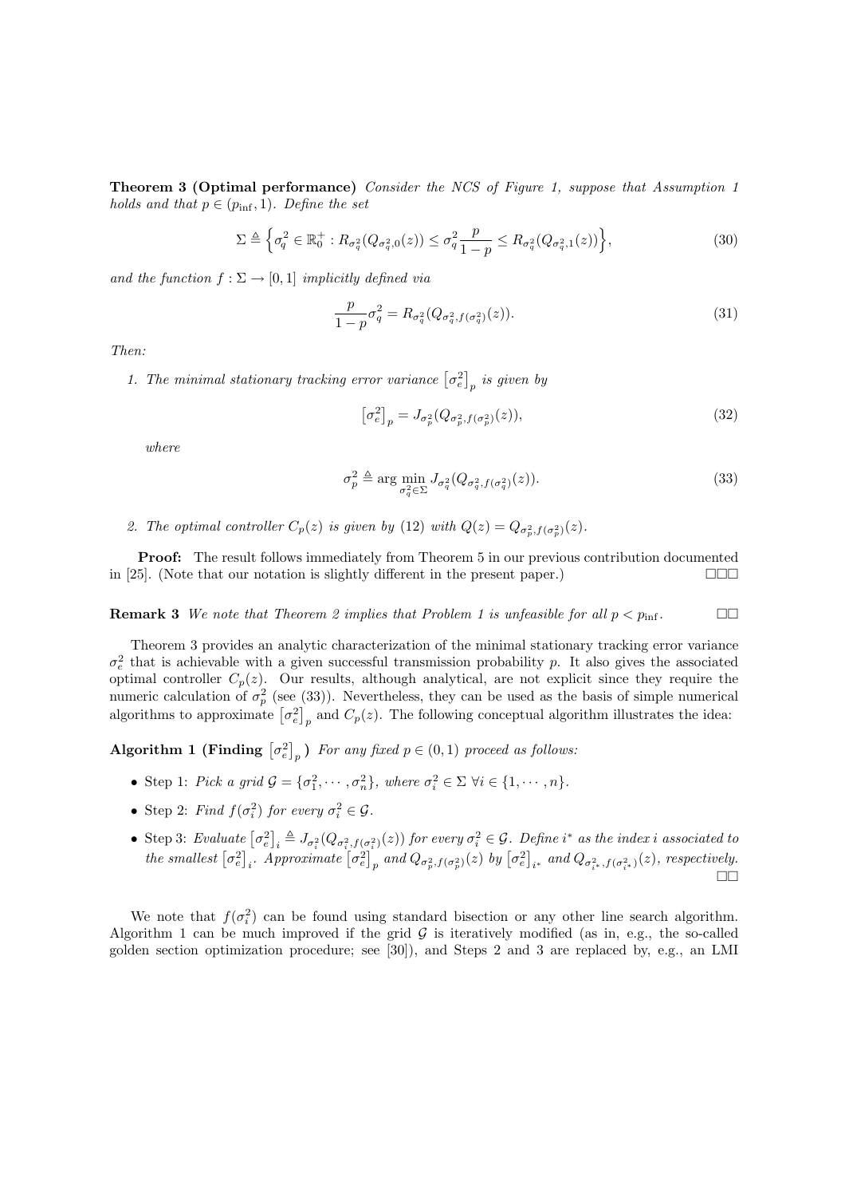**Theorem 3 (Optimal performance)** *Consider the NCS of Figure 1, suppose that Assumption 1 holds and that $p \in (p_{\inf}, 1)$. Define the set*

$$\Sigma \triangleq \left\{ \sigma_q^2 \in \mathbb{R}_0^+ : R_{\sigma_q^2}(Q_{\sigma_q^2,0}(z)) \leq \sigma_q^2 \frac{p}{1-p} \leq R_{\sigma_q^2}(Q_{\sigma_q^2,1}(z)) \right\}, \tag{30}$$

*and the function $f : \Sigma \to [0,1]$ implicitly defined via*

$$\frac{p}{1-p}\sigma_q^2 = R_{\sigma_q^2}(Q_{\sigma_q^2, f(\sigma_q^2)}(z)). \tag{31}$$

*Then:*

1. *The minimal stationary tracking error variance $\left[\sigma_e^2\right]_p$ is given by*

$$\left[\sigma_e^2\right]_p = J_{\sigma_p^2}(Q_{\sigma_p^2, f(\sigma_p^2)}(z)), \tag{32}$$

   *where*

$$\sigma_p^2 \triangleq \arg\min_{\sigma_q^2 \in \Sigma} J_{\sigma_q^2}(Q_{\sigma_q^2, f(\sigma_q^2)}(z)). \tag{33}$$

2. *The optimal controller $C_p(z)$ is given by (12) with $Q(z) = Q_{\sigma_p^2, f(\sigma_p^2)}(z)$.*

**Proof:** The result follows immediately from Theorem 5 in our previous contribution documented in [25]. (Note that our notation is slightly different in the present paper.) □□□

**Remark 3** *We note that Theorem 2 implies that Problem 1 is unfeasible for all $p < p_{\inf}$.* □□

Theorem 3 provides an analytic characterization of the minimal stationary tracking error variance $\sigma_e^2$ that is achievable with a given successful transmission probability $p$. It also gives the associated optimal controller $C_p(z)$. Our results, although analytical, are not explicit since they require the numeric calculation of $\sigma_p^2$ (see (33)). Nevertheless, they can be used as the basis of simple numerical algorithms to approximate $\left[\sigma_e^2\right]_p$ and $C_p(z)$. The following conceptual algorithm illustrates the idea:

**Algorithm 1 (Finding $\left[\sigma_e^2\right]_p$)** *For any fixed $p \in (0,1)$ proceed as follows:*

- Step 1: *Pick a grid $\mathcal{G} = \{\sigma_1^2, \cdots, \sigma_n^2\}$, where $\sigma_i^2 \in \Sigma \ \forall i \in \{1, \cdots, n\}$.*
- Step 2: *Find $f(\sigma_i^2)$ for every $\sigma_i^2 \in \mathcal{G}$.*
- Step 3: *Evaluate $\left[\sigma_e^2\right]_i \triangleq J_{\sigma_i^2}(Q_{\sigma_i^2, f(\sigma_i^2)}(z))$ for every $\sigma_i^2 \in \mathcal{G}$. Define $i^*$ as the index $i$ associated to the smallest $\left[\sigma_e^2\right]_i$. Approximate $\left[\sigma_e^2\right]_p$ and $Q_{\sigma_p^2, f(\sigma_p^2)}(z)$ by $\left[\sigma_e^2\right]_{i^*}$ and $Q_{\sigma_{i^*}^2, f(\sigma_{i^*}^2)}(z)$, respectively.* □□

We note that $f(\sigma_i^2)$ can be found using standard bisection or any other line search algorithm. Algorithm 1 can be much improved if the grid $\mathcal{G}$ is iteratively modified (as in, e.g., the so-called golden section optimization procedure; see [30]), and Steps 2 and 3 are replaced by, e.g., an LMI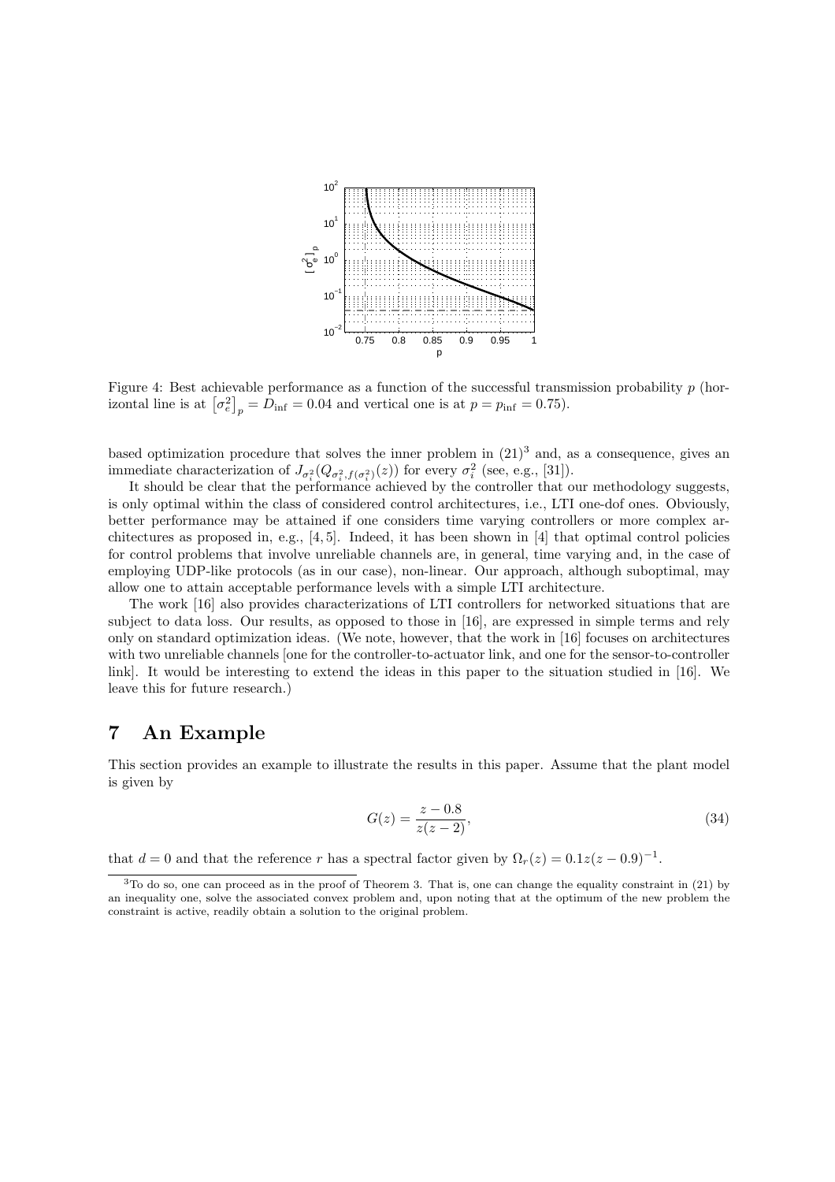Figure 4: Best achievable performance as a function of the successful transmission probability $p$ (horizontal line is at $\left[\sigma_e^2\right]_p = D_{\inf} = 0.04$ and vertical one is at $p = p_{\inf} = 0.75$).

based optimization procedure that solves the inner problem in (21)[3] and, as a consequence, gives an immediate characterization of $J_{\sigma_i^2}(Q_{\sigma_i^2, f(\sigma_i^2)}(z))$ for every $\sigma_i^2$ (see, e.g., [31]).

It should be clear that the performance achieved by the controller that our methodology suggests, is only optimal within the class of considered control architectures, i.e., LTI one-dof ones. Obviously, better performance may be attained if one considers time varying controllers or more complex architectures as proposed in, e.g., [4, 5]. Indeed, it has been shown in [4] that optimal control policies for control problems that involve unreliable channels are, in general, time varying and, in the case of employing UDP-like protocols (as in our case), non-linear. Our approach, although suboptimal, may allow one to attain acceptable performance levels with a simple LTI architecture.

The work [16] also provides characterizations of LTI controllers for networked situations that are subject to data loss. Our results, as opposed to those in [16], are expressed in simple terms and rely only on standard optimization ideas. (We note, however, that the work in [16] focuses on architectures with two unreliable channels [one for the controller-to-actuator link, and one for the sensor-to-controller link]. It would be interesting to extend the ideas in this paper to the situation studied in [16]. We leave this for future research.)

# 7 An Example

This section provides an example to illustrate the results in this paper. Assume that the plant model is given by

$$G(z) = \frac{z - 0.8}{z(z-2)}, \tag{34}$$

that $d = 0$ and that the reference $r$ has a spectral factor given by $\Omega_r(z) = 0.1z(z - 0.9)^{-1}$.

[3] To do so, one can proceed as in the proof of Theorem 3. That is, one can change the equality constraint in (21) by an inequality one, solve the associated convex problem and, upon noting that at the optimum of the new problem the constraint is active, readily obtain a solution to the original problem.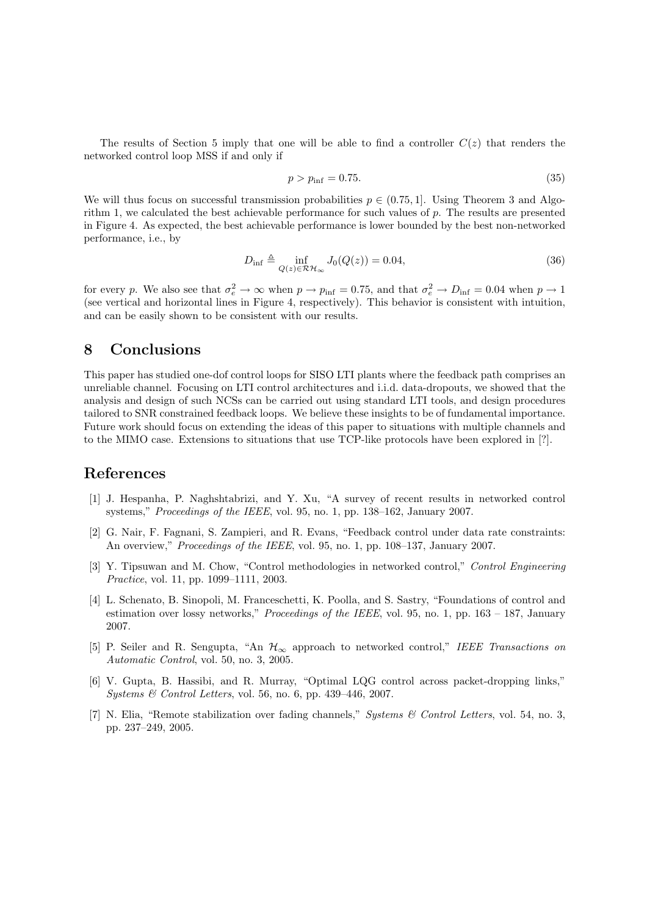The results of Section 5 imply that one will be able to find a controller $C(z)$ that renders the networked control loop MSS if and only if

$$p > p_{\inf} = 0.75. \tag{35}$$

We will thus focus on successful transmission probabilities $p \in (0.75, 1]$. Using Theorem 3 and Algorithm 1, we calculated the best achievable performance for such values of $p$. The results are presented in Figure 4. As expected, the best achievable performance is lower bounded by the best non-networked performance, i.e., by

$$D_{\inf} \triangleq \inf_{Q(z) \in \mathcal{RH}_\infty} J_0(Q(z)) = 0.04, \tag{36}$$

for every $p$. We also see that $\sigma_e^2 \to \infty$ when $p \to p_{\inf} = 0.75$, and that $\sigma_e^2 \to D_{\inf} = 0.04$ when $p \to 1$ (see vertical and horizontal lines in Figure 4, respectively). This behavior is consistent with intuition, and can be easily shown to be consistent with our results.

## 8 Conclusions

This paper has studied one-dof control loops for SISO LTI plants where the feedback path comprises an unreliable channel. Focusing on LTI control architectures and i.i.d. data-dropouts, we showed that the analysis and design of such NCSs can be carried out using standard LTI tools, and design procedures tailored to SNR constrained feedback loops. We believe these insights to be of fundamental importance. Future work should focus on extending the ideas of this paper to situations with multiple channels and to the MIMO case. Extensions to situations that use TCP-like protocols have been explored in [?].

## References

[1] J. Hespanha, P. Naghshtabrizi, and Y. Xu, "A survey of recent results in networked control systems," *Proceedings of the IEEE*, vol. 95, no. 1, pp. 138–162, January 2007.

[2] G. Nair, F. Fagnani, S. Zampieri, and R. Evans, "Feedback control under data rate constraints: An overview," *Proceedings of the IEEE*, vol. 95, no. 1, pp. 108–137, January 2007.

[3] Y. Tipsuwan and M. Chow, "Control methodologies in networked control," *Control Engineering Practice*, vol. 11, pp. 1099–1111, 2003.

[4] L. Schenato, B. Sinopoli, M. Franceschetti, K. Poolla, and S. Sastry, "Foundations of control and estimation over lossy networks," *Proceedings of the IEEE*, vol. 95, no. 1, pp. 163 – 187, January 2007.

[5] P. Seiler and R. Sengupta, "An $\mathcal{H}_\infty$ approach to networked control," *IEEE Transactions on Automatic Control*, vol. 50, no. 3, 2005.

[6] V. Gupta, B. Hassibi, and R. Murray, "Optimal LQG control across packet-dropping links," *Systems & Control Letters*, vol. 56, no. 6, pp. 439–446, 2007.

[7] N. Elia, "Remote stabilization over fading channels," *Systems & Control Letters*, vol. 54, no. 3, pp. 237–249, 2005.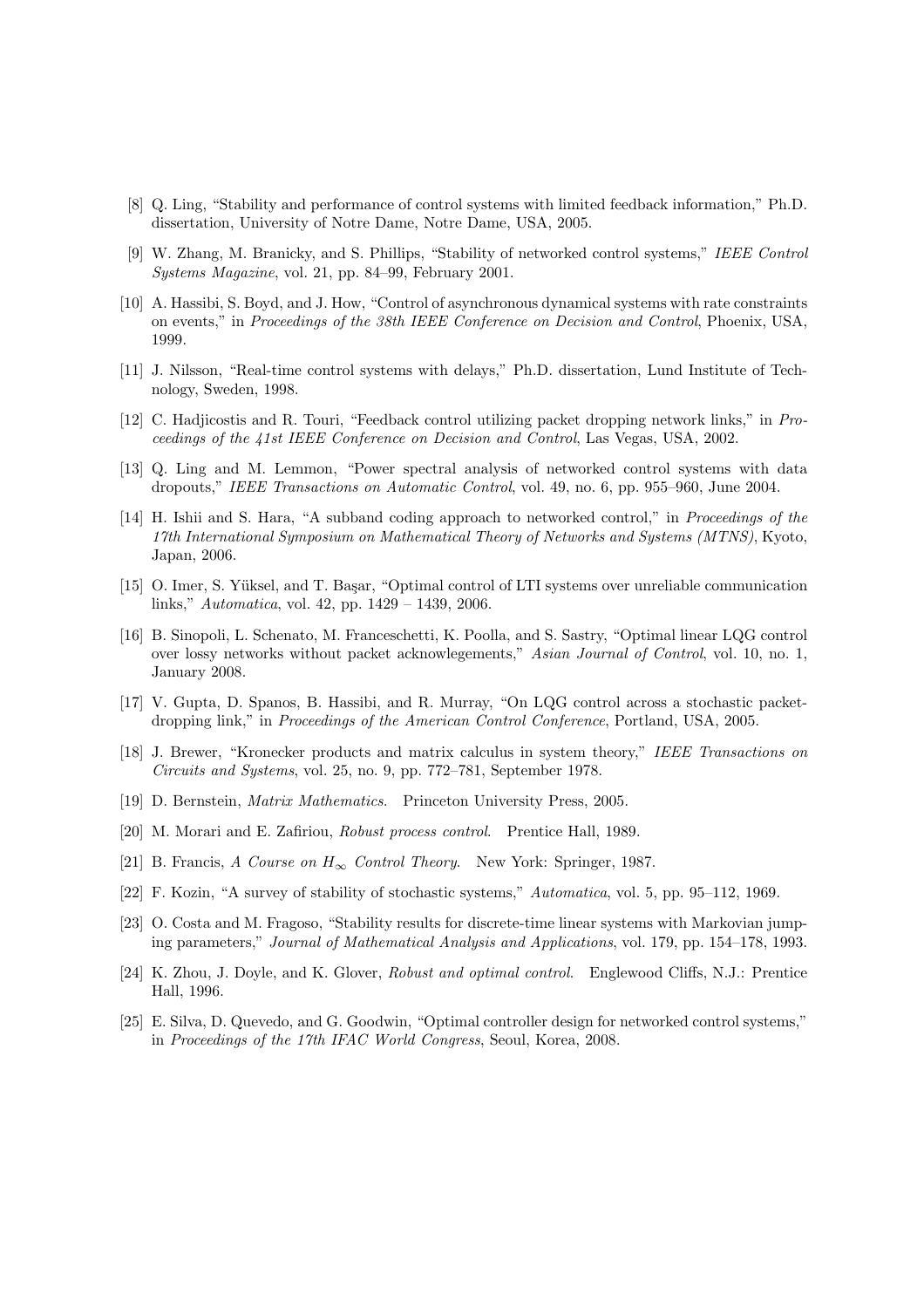[8] Q. Ling, "Stability and performance of control systems with limited feedback information," Ph.D. dissertation, University of Notre Dame, Notre Dame, USA, 2005.

[9] W. Zhang, M. Branicky, and S. Phillips, "Stability of networked control systems," *IEEE Control Systems Magazine*, vol. 21, pp. 84–99, February 2001.

[10] A. Hassibi, S. Boyd, and J. How, "Control of asynchronous dynamical systems with rate constraints on events," in *Proceedings of the 38th IEEE Conference on Decision and Control*, Phoenix, USA, 1999.

[11] J. Nilsson, "Real-time control systems with delays," Ph.D. dissertation, Lund Institute of Technology, Sweden, 1998.

[12] C. Hadjicostis and R. Touri, "Feedback control utilizing packet dropping network links," in *Proceedings of the 41st IEEE Conference on Decision and Control*, Las Vegas, USA, 2002.

[13] Q. Ling and M. Lemmon, "Power spectral analysis of networked control systems with data dropouts," *IEEE Transactions on Automatic Control*, vol. 49, no. 6, pp. 955–960, June 2004.

[14] H. Ishii and S. Hara, "A subband coding approach to networked control," in *Proceedings of the 17th International Symposium on Mathematical Theory of Networks and Systems (MTNS)*, Kyoto, Japan, 2006.

[15] O. Imer, S. Yüksel, and T. Başar, "Optimal control of LTI systems over unreliable communication links," *Automatica*, vol. 42, pp. 1429 – 1439, 2006.

[16] B. Sinopoli, L. Schenato, M. Franceschetti, K. Poolla, and S. Sastry, "Optimal linear LQG control over lossy networks without packet acknowlegements," *Asian Journal of Control*, vol. 10, no. 1, January 2008.

[17] V. Gupta, D. Spanos, B. Hassibi, and R. Murray, "On LQG control across a stochastic packet-dropping link," in *Proceedings of the American Control Conference*, Portland, USA, 2005.

[18] J. Brewer, "Kronecker products and matrix calculus in system theory," *IEEE Transactions on Circuits and Systems*, vol. 25, no. 9, pp. 772–781, September 1978.

[19] D. Bernstein, *Matrix Mathematics*. Princeton University Press, 2005.

[20] M. Morari and E. Zafiriou, *Robust process control*. Prentice Hall, 1989.

[21] B. Francis, *A Course on $H_\infty$ Control Theory*. New York: Springer, 1987.

[22] F. Kozin, "A survey of stability of stochastic systems," *Automatica*, vol. 5, pp. 95–112, 1969.

[23] O. Costa and M. Fragoso, "Stability results for discrete-time linear systems with Markovian jumping parameters," *Journal of Mathematical Analysis and Applications*, vol. 179, pp. 154–178, 1993.

[24] K. Zhou, J. Doyle, and K. Glover, *Robust and optimal control*. Englewood Cliffs, N.J.: Prentice Hall, 1996.

[25] E. Silva, D. Quevedo, and G. Goodwin, "Optimal controller design for networked control systems," in *Proceedings of the 17th IFAC World Congress*, Seoul, Korea, 2008.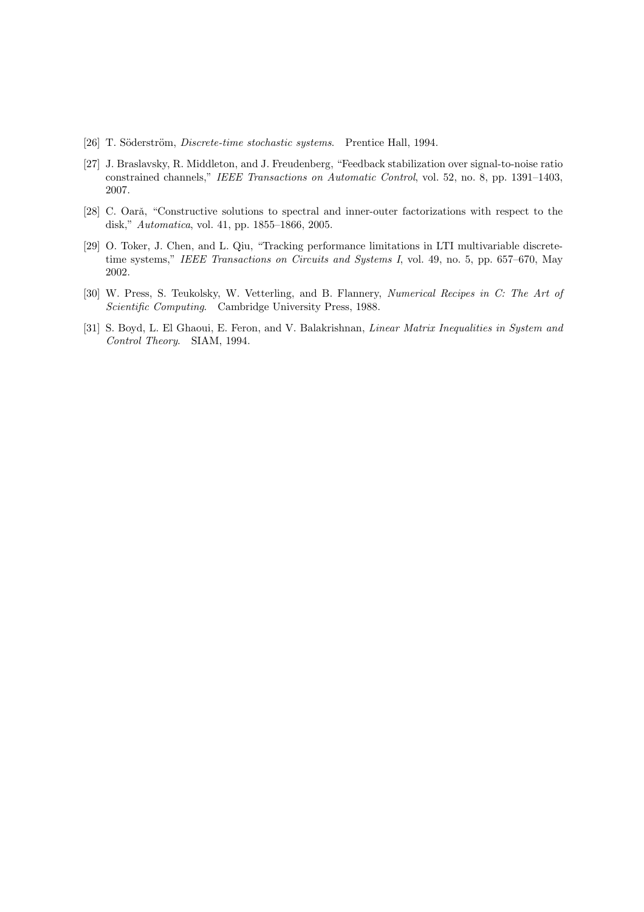[26] T. Söderström, *Discrete-time stochastic systems*. Prentice Hall, 1994.

[27] J. Braslavsky, R. Middleton, and J. Freudenberg, "Feedback stabilization over signal-to-noise ratio constrained channels," *IEEE Transactions on Automatic Control*, vol. 52, no. 8, pp. 1391–1403, 2007.

[28] C. Oară, "Constructive solutions to spectral and inner-outer factorizations with respect to the disk," *Automatica*, vol. 41, pp. 1855–1866, 2005.

[29] O. Toker, J. Chen, and L. Qiu, "Tracking performance limitations in LTI multivariable discrete-time systems," *IEEE Transactions on Circuits and Systems I*, vol. 49, no. 5, pp. 657–670, May 2002.

[30] W. Press, S. Teukolsky, W. Vetterling, and B. Flannery, *Numerical Recipes in C: The Art of Scientific Computing*. Cambridge University Press, 1988.

[31] S. Boyd, L. El Ghaoui, E. Feron, and V. Balakrishnan, *Linear Matrix Inequalities in System and Control Theory*. SIAM, 1994.